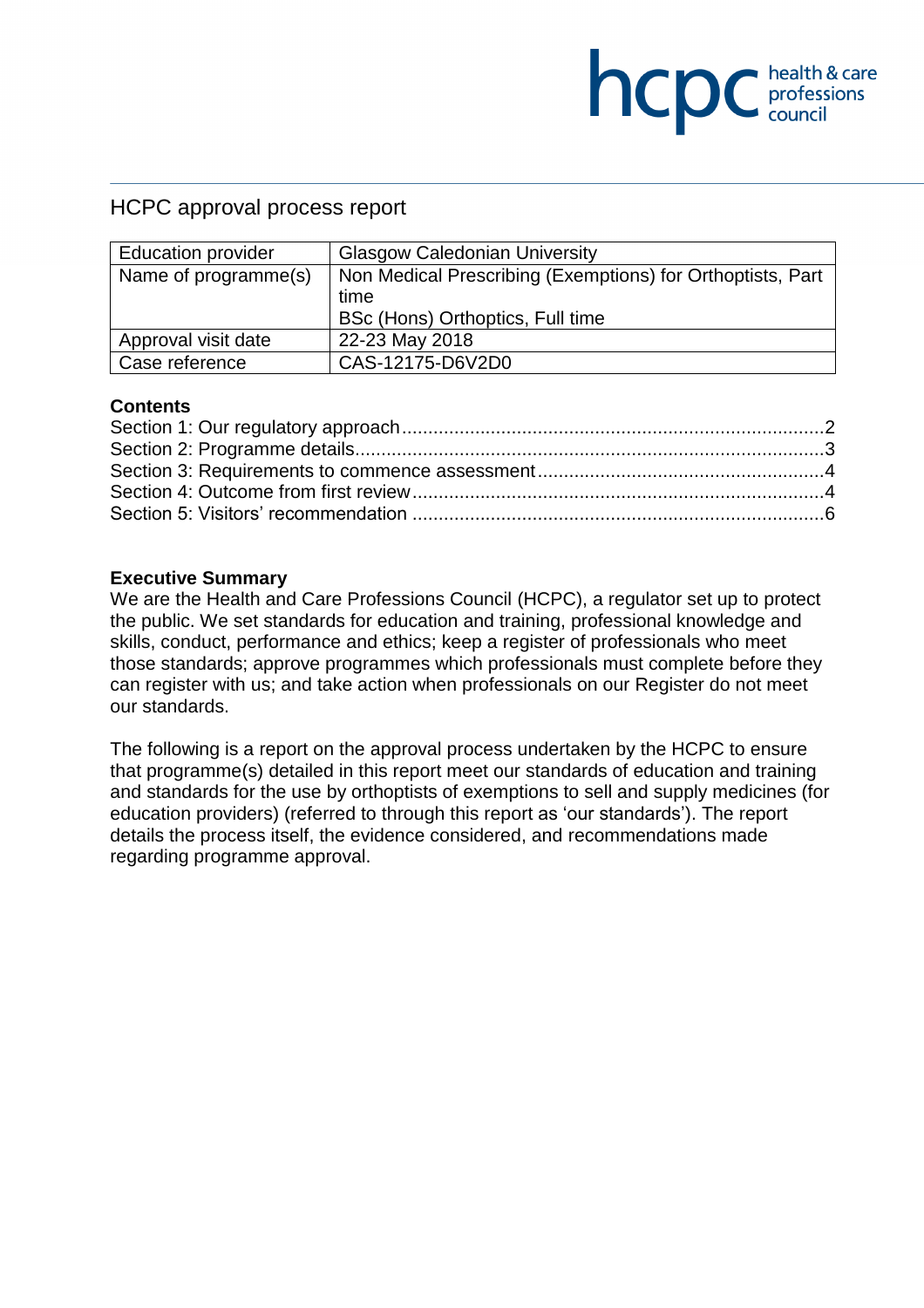# HCPC approval process report

| Education provider | Glasgow Caledonian University |
| --- | --- |
| Name of programme(s) | Non Medical Prescribing (Exemptions) for Orthoptists, Part time<br>BSc (Hons) Orthoptics, Full time |
| Approval visit date | 22-23 May 2018 |
| Case reference | CAS-12175-D6V2D0 |

## Contents

Section 1: Our regulatory approach ................................................................................ 2
Section 2: Programme details........................................................................................ 3
Section 3: Requirements to commence assessment ...................................................... 4
Section 4: Outcome from first review ............................................................................. 4
Section 5: Visitors' recommendation ............................................................................. 6

## Executive Summary

We are the Health and Care Professions Council (HCPC), a regulator set up to protect the public. We set standards for education and training, professional knowledge and skills, conduct, performance and ethics; keep a register of professionals who meet those standards; approve programmes which professionals must complete before they can register with us; and take action when professionals on our Register do not meet our standards.

The following is a report on the approval process undertaken by the HCPC to ensure that programme(s) detailed in this report meet our standards of education and training and standards for the use by orthoptists of exemptions to sell and supply medicines (for education providers) (referred to through this report as 'our standards'). The report details the process itself, the evidence considered, and recommendations made regarding programme approval.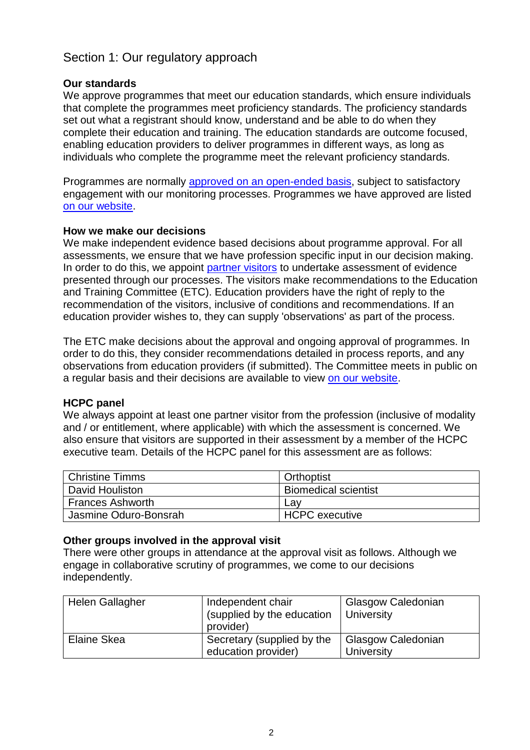## Section 1: Our regulatory approach

### Our standards

We approve programmes that meet our education standards, which ensure individuals that complete the programmes meet proficiency standards. The proficiency standards set out what a registrant should know, understand and be able to do when they complete their education and training. The education standards are outcome focused, enabling education providers to deliver programmes in different ways, as long as individuals who complete the programme meet the relevant proficiency standards.

Programmes are normally approved on an open-ended basis, subject to satisfactory engagement with our monitoring processes. Programmes we have approved are listed on our website.

### How we make our decisions

We make independent evidence based decisions about programme approval. For all assessments, we ensure that we have profession specific input in our decision making. In order to do this, we appoint partner visitors to undertake assessment of evidence presented through our processes. The visitors make recommendations to the Education and Training Committee (ETC). Education providers have the right of reply to the recommendation of the visitors, inclusive of conditions and recommendations. If an education provider wishes to, they can supply 'observations' as part of the process.

The ETC make decisions about the approval and ongoing approval of programmes. In order to do this, they consider recommendations detailed in process reports, and any observations from education providers (if submitted). The Committee meets in public on a regular basis and their decisions are available to view on our website.

### HCPC panel

We always appoint at least one partner visitor from the profession (inclusive of modality and / or entitlement, where applicable) with which the assessment is concerned. We also ensure that visitors are supported in their assessment by a member of the HCPC executive team. Details of the HCPC panel for this assessment are as follows:

| | |
|---|---|
| Christine Timms | Orthoptist |
| David Houliston | Biomedical scientist |
| Frances Ashworth | Lay |
| Jasmine Oduro-Bonsrah | HCPC executive |

### Other groups involved in the approval visit

There were other groups in attendance at the approval visit as follows. Although we engage in collaborative scrutiny of programmes, we come to our decisions independently.

| | | |
|---|---|---|
| Helen Gallagher | Independent chair (supplied by the education provider) | Glasgow Caledonian University |
| Elaine Skea | Secretary (supplied by the education provider) | Glasgow Caledonian University |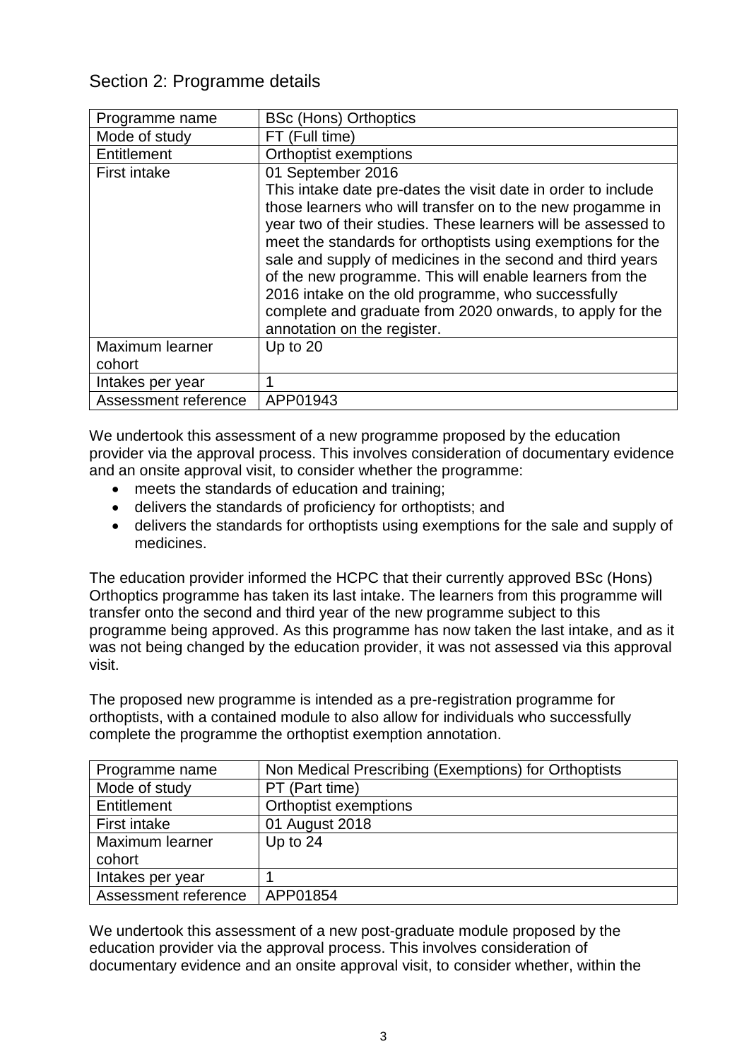## Section 2: Programme details

| Programme name | BSc (Hons) Orthoptics |
|---|---|
| Mode of study | FT (Full time) |
| Entitlement | Orthoptist exemptions |
| First intake | 01 September 2016<br>This intake date pre-dates the visit date in order to include those learners who will transfer on to the new progamme in year two of their studies. These learners will be assessed to meet the standards for orthoptists using exemptions for the sale and supply of medicines in the second and third years of the new programme. This will enable learners from the 2016 intake on the old programme, who successfully complete and graduate from 2020 onwards, to apply for the annotation on the register. |
| Maximum learner cohort | Up to 20 |
| Intakes per year | 1 |
| Assessment reference | APP01943 |

We undertook this assessment of a new programme proposed by the education provider via the approval process. This involves consideration of documentary evidence and an onsite approval visit, to consider whether the programme:

- meets the standards of education and training;
- delivers the standards of proficiency for orthoptists; and
- delivers the standards for orthoptists using exemptions for the sale and supply of medicines.

The education provider informed the HCPC that their currently approved BSc (Hons) Orthoptics programme has taken its last intake. The learners from this programme will transfer onto the second and third year of the new programme subject to this programme being approved. As this programme has now taken the last intake, and as it was not being changed by the education provider, it was not assessed via this approval visit.

The proposed new programme is intended as a pre-registration programme for orthoptists, with a contained module to also allow for individuals who successfully complete the programme the orthoptist exemption annotation.

| Programme name | Non Medical Prescribing (Exemptions) for Orthoptists |
|---|---|
| Mode of study | PT (Part time) |
| Entitlement | Orthoptist exemptions |
| First intake | 01 August 2018 |
| Maximum learner cohort | Up to 24 |
| Intakes per year | 1 |
| Assessment reference | APP01854 |

We undertook this assessment of a new post-graduate module proposed by the education provider via the approval process. This involves consideration of documentary evidence and an onsite approval visit, to consider whether, within the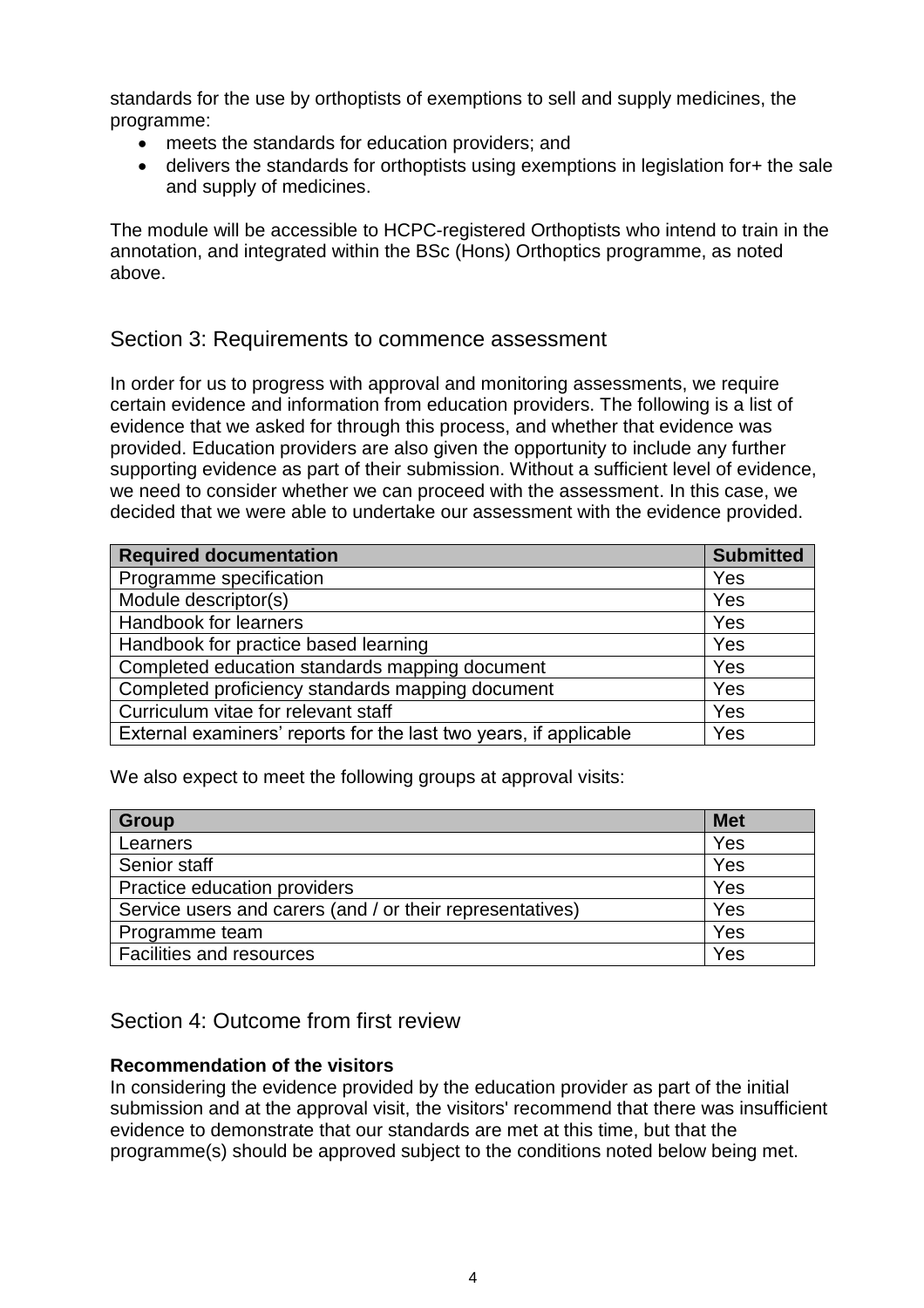standards for the use by orthoptists of exemptions to sell and supply medicines, the programme:

- meets the standards for education providers; and
- delivers the standards for orthoptists using exemptions in legislation for+ the sale and supply of medicines.

The module will be accessible to HCPC-registered Orthoptists who intend to train in the annotation, and integrated within the BSc (Hons) Orthoptics programme, as noted above.

## Section 3: Requirements to commence assessment

In order for us to progress with approval and monitoring assessments, we require certain evidence and information from education providers. The following is a list of evidence that we asked for through this process, and whether that evidence was provided. Education providers are also given the opportunity to include any further supporting evidence as part of their submission. Without a sufficient level of evidence, we need to consider whether we can proceed with the assessment. In this case, we decided that we were able to undertake our assessment with the evidence provided.

| Required documentation | Submitted |
| --- | --- |
| Programme specification | Yes |
| Module descriptor(s) | Yes |
| Handbook for learners | Yes |
| Handbook for practice based learning | Yes |
| Completed education standards mapping document | Yes |
| Completed proficiency standards mapping document | Yes |
| Curriculum vitae for relevant staff | Yes |
| External examiners' reports for the last two years, if applicable | Yes |

We also expect to meet the following groups at approval visits:

| Group | Met |
| --- | --- |
| Learners | Yes |
| Senior staff | Yes |
| Practice education providers | Yes |
| Service users and carers (and / or their representatives) | Yes |
| Programme team | Yes |
| Facilities and resources | Yes |

## Section 4: Outcome from first review

**Recommendation of the visitors**

In considering the evidence provided by the education provider as part of the initial submission and at the approval visit, the visitors' recommend that there was insufficient evidence to demonstrate that our standards are met at this time, but that the programme(s) should be approved subject to the conditions noted below being met.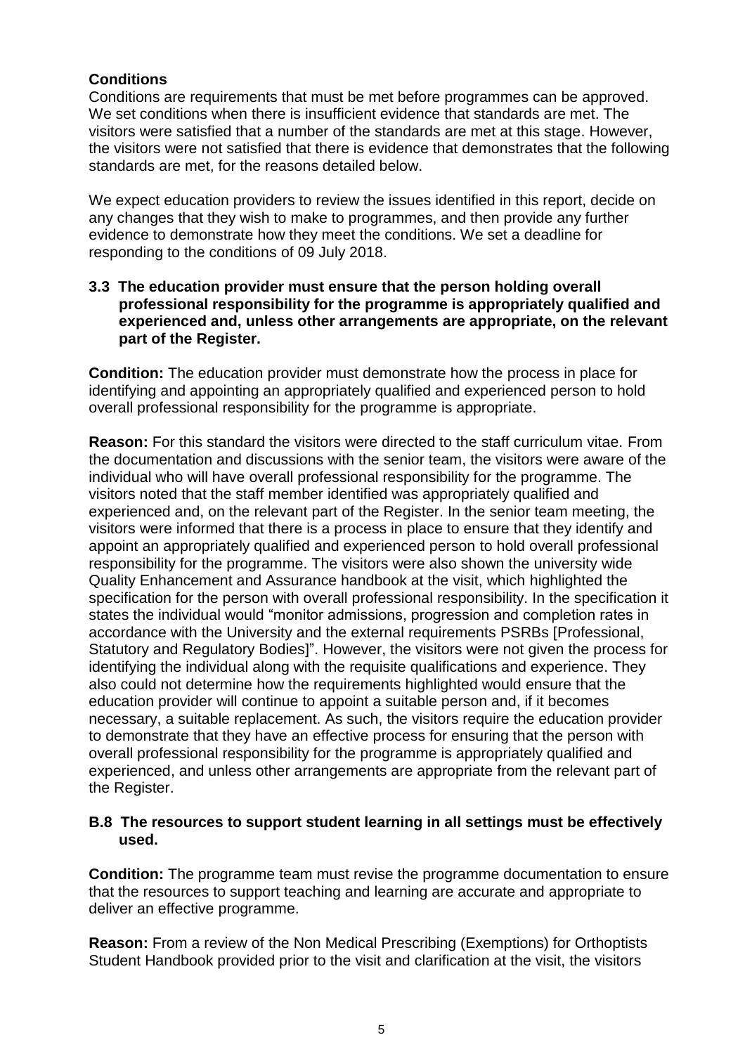## Conditions

Conditions are requirements that must be met before programmes can be approved. We set conditions when there is insufficient evidence that standards are met. The visitors were satisfied that a number of the standards are met at this stage. However, the visitors were not satisfied that there is evidence that demonstrates that the following standards are met, for the reasons detailed below.

We expect education providers to review the issues identified in this report, decide on any changes that they wish to make to programmes, and then provide any further evidence to demonstrate how they meet the conditions. We set a deadline for responding to the conditions of 09 July 2018.

**3.3 The education provider must ensure that the person holding overall professional responsibility for the programme is appropriately qualified and experienced and, unless other arrangements are appropriate, on the relevant part of the Register.**

**Condition:** The education provider must demonstrate how the process in place for identifying and appointing an appropriately qualified and experienced person to hold overall professional responsibility for the programme is appropriate.

**Reason:** For this standard the visitors were directed to the staff curriculum vitae. From the documentation and discussions with the senior team, the visitors were aware of the individual who will have overall professional responsibility for the programme. The visitors noted that the staff member identified was appropriately qualified and experienced and, on the relevant part of the Register. In the senior team meeting, the visitors were informed that there is a process in place to ensure that they identify and appoint an appropriately qualified and experienced person to hold overall professional responsibility for the programme. The visitors were also shown the university wide Quality Enhancement and Assurance handbook at the visit, which highlighted the specification for the person with overall professional responsibility. In the specification it states the individual would "monitor admissions, progression and completion rates in accordance with the University and the external requirements PSRBs [Professional, Statutory and Regulatory Bodies]". However, the visitors were not given the process for identifying the individual along with the requisite qualifications and experience. They also could not determine how the requirements highlighted would ensure that the education provider will continue to appoint a suitable person and, if it becomes necessary, a suitable replacement. As such, the visitors require the education provider to demonstrate that they have an effective process for ensuring that the person with overall professional responsibility for the programme is appropriately qualified and experienced, and unless other arrangements are appropriate from the relevant part of the Register.

**B.8 The resources to support student learning in all settings must be effectively used.**

**Condition:** The programme team must revise the programme documentation to ensure that the resources to support teaching and learning are accurate and appropriate to deliver an effective programme.

**Reason:** From a review of the Non Medical Prescribing (Exemptions) for Orthoptists Student Handbook provided prior to the visit and clarification at the visit, the visitors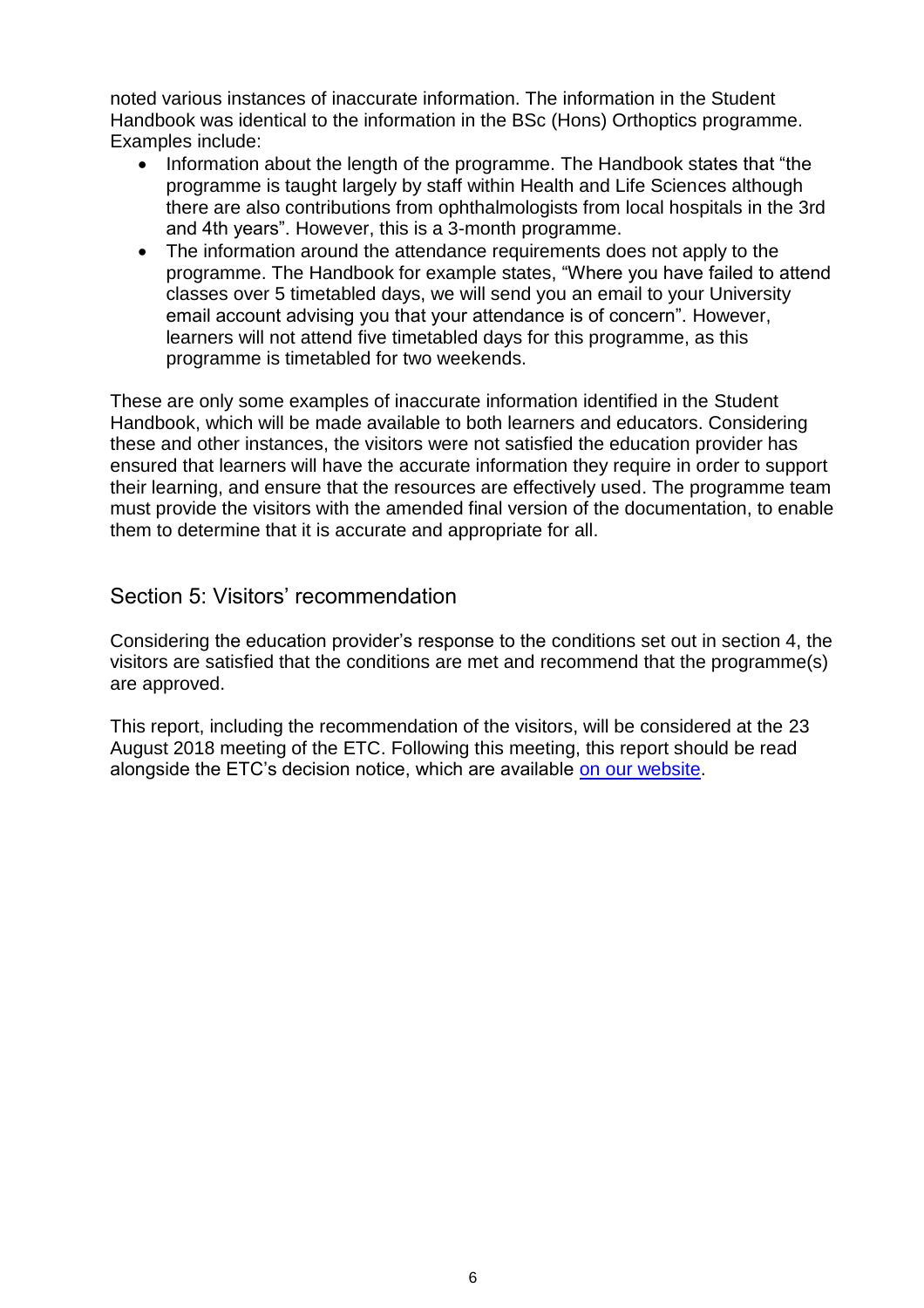noted various instances of inaccurate information. The information in the Student Handbook was identical to the information in the BSc (Hons) Orthoptics programme. Examples include:

- Information about the length of the programme. The Handbook states that "the programme is taught largely by staff within Health and Life Sciences although there are also contributions from ophthalmologists from local hospitals in the 3rd and 4th years". However, this is a 3-month programme.
- The information around the attendance requirements does not apply to the programme. The Handbook for example states, "Where you have failed to attend classes over 5 timetabled days, we will send you an email to your University email account advising you that your attendance is of concern". However, learners will not attend five timetabled days for this programme, as this programme is timetabled for two weekends.

These are only some examples of inaccurate information identified in the Student Handbook, which will be made available to both learners and educators. Considering these and other instances, the visitors were not satisfied the education provider has ensured that learners will have the accurate information they require in order to support their learning, and ensure that the resources are effectively used. The programme team must provide the visitors with the amended final version of the documentation, to enable them to determine that it is accurate and appropriate for all.

## Section 5: Visitors' recommendation

Considering the education provider's response to the conditions set out in section 4, the visitors are satisfied that the conditions are met and recommend that the programme(s) are approved.

This report, including the recommendation of the visitors, will be considered at the 23 August 2018 meeting of the ETC. Following this meeting, this report should be read alongside the ETC's decision notice, which are available on our website.